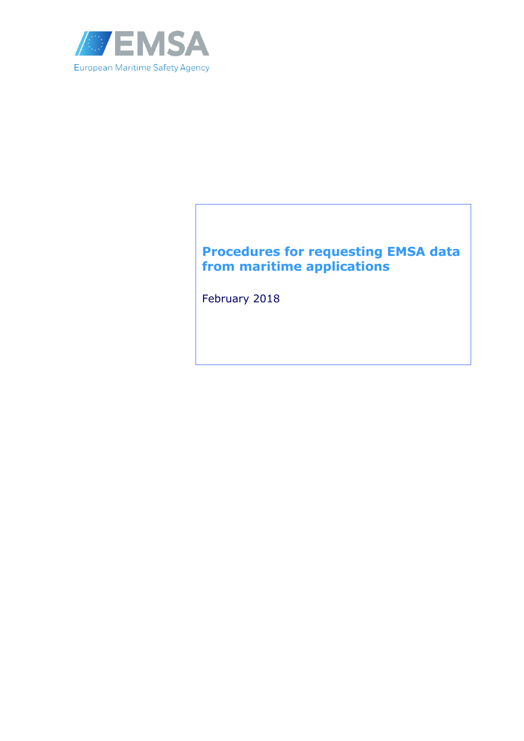EMSA

European Maritime Safety Agency

# Procedures for requesting EMSA data from maritime applications

February 2018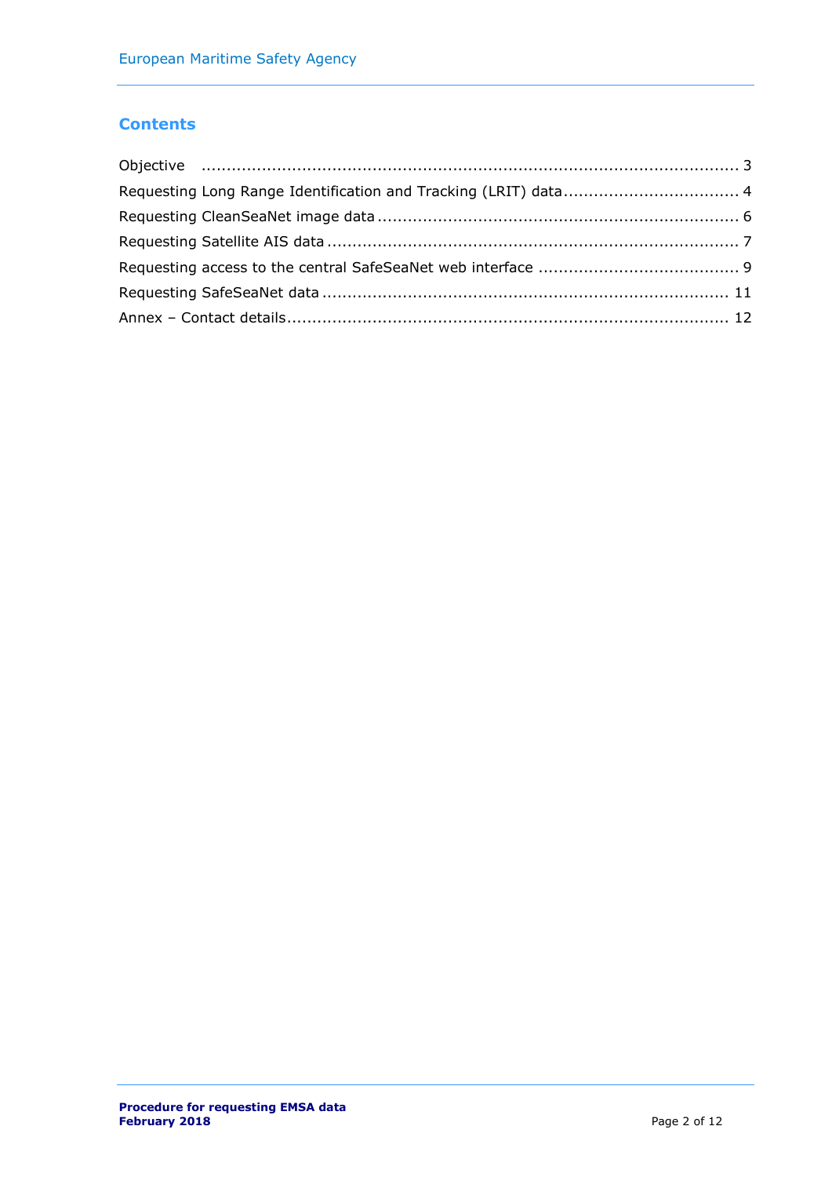## Contents

Objective ........................................................................................................ 3

Requesting Long Range Identification and Tracking (LRIT) data ................................. 4

Requesting CleanSeaNet image data ....................................................................... 6

Requesting Satellite AIS data ................................................................................. 7

Requesting access to the central SafeSeaNet web interface ....................................... 9

Requesting SafeSeaNet data ................................................................................ 11

Annex – Contact details ...................................................................................... 12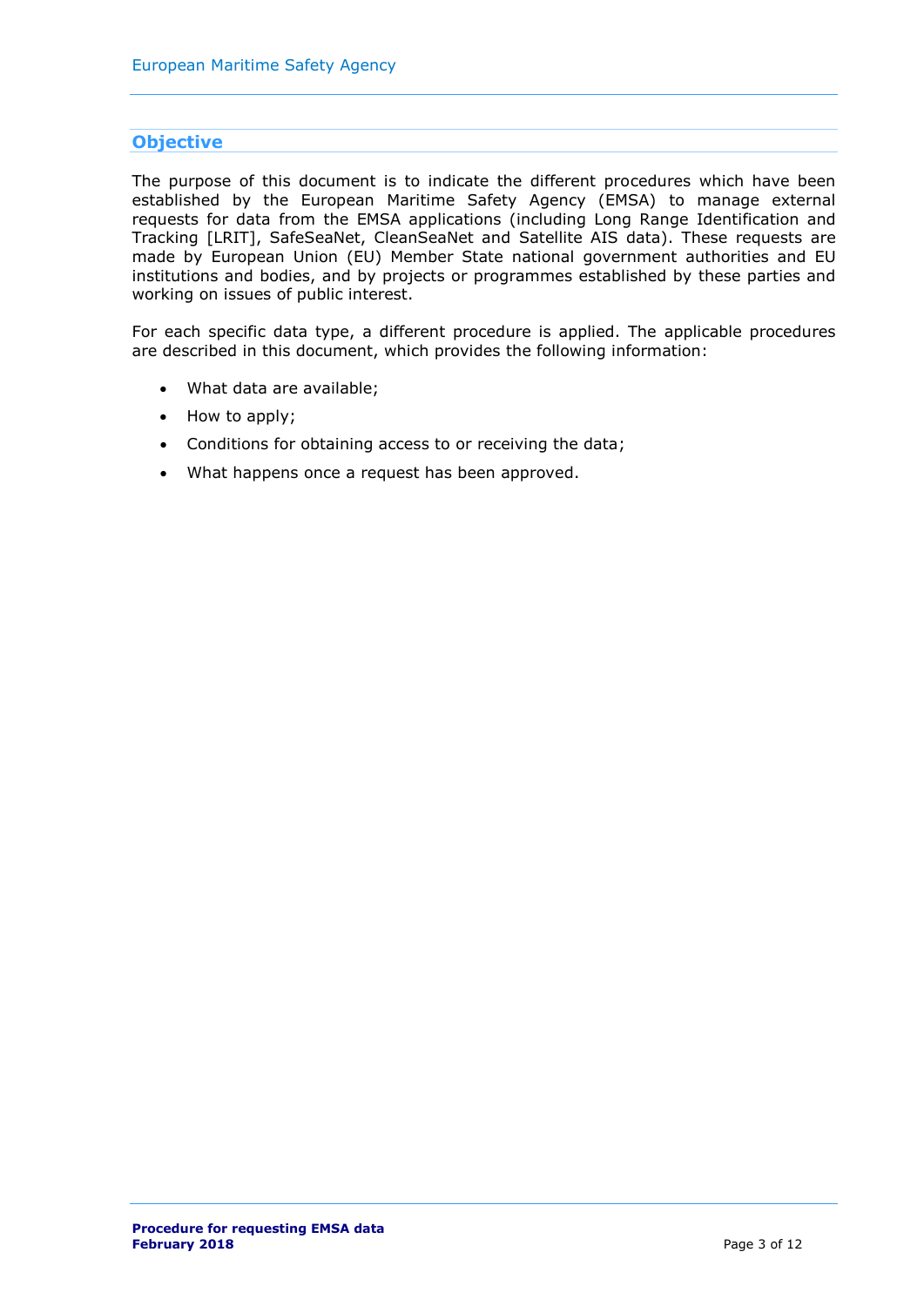## Objective

The purpose of this document is to indicate the different procedures which have been established by the European Maritime Safety Agency (EMSA) to manage external requests for data from the EMSA applications (including Long Range Identification and Tracking [LRIT], SafeSeaNet, CleanSeaNet and Satellite AIS data). These requests are made by European Union (EU) Member State national government authorities and EU institutions and bodies, and by projects or programmes established by these parties and working on issues of public interest.

For each specific data type, a different procedure is applied. The applicable procedures are described in this document, which provides the following information:

- What data are available;
- How to apply;
- Conditions for obtaining access to or receiving the data;
- What happens once a request has been approved.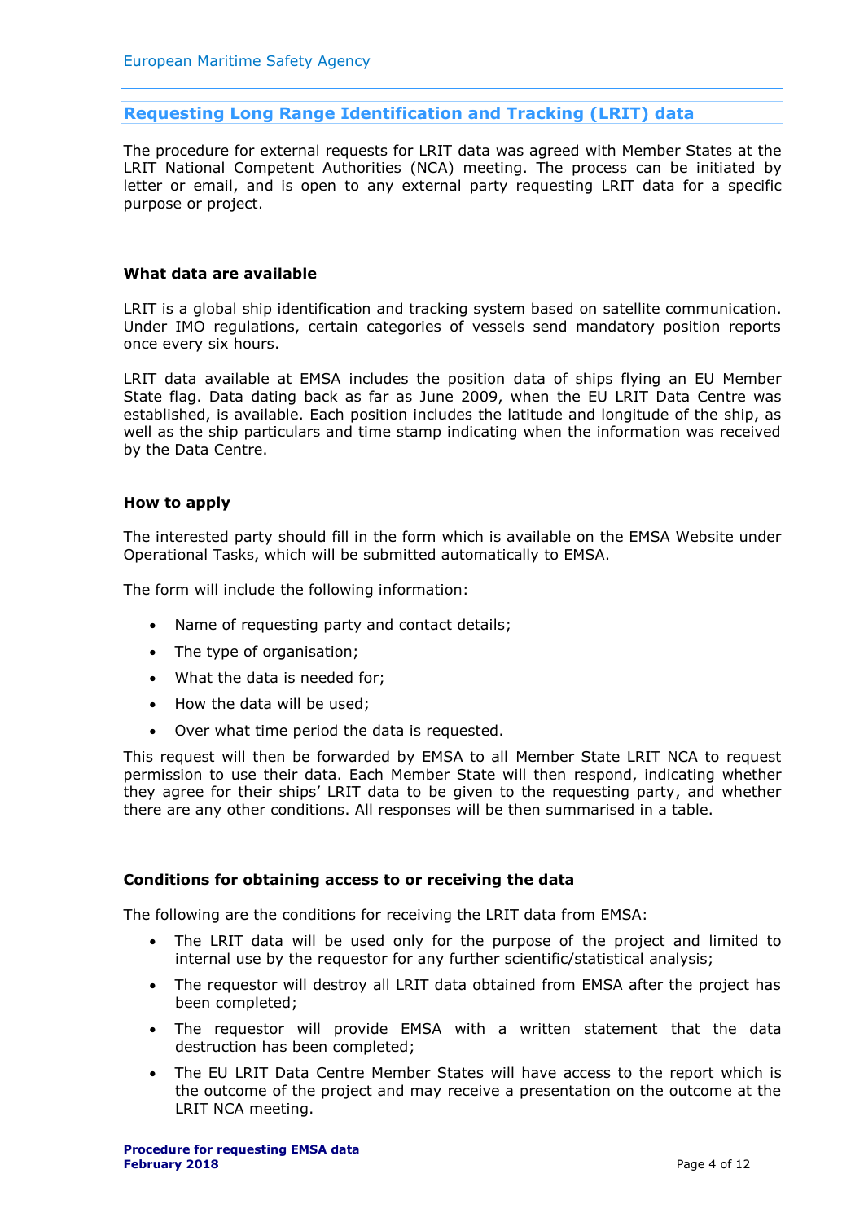## Requesting Long Range Identification and Tracking (LRIT) data

The procedure for external requests for LRIT data was agreed with Member States at the LRIT National Competent Authorities (NCA) meeting. The process can be initiated by letter or email, and is open to any external party requesting LRIT data for a specific purpose or project.

### What data are available

LRIT is a global ship identification and tracking system based on satellite communication. Under IMO regulations, certain categories of vessels send mandatory position reports once every six hours.

LRIT data available at EMSA includes the position data of ships flying an EU Member State flag. Data dating back as far as June 2009, when the EU LRIT Data Centre was established, is available. Each position includes the latitude and longitude of the ship, as well as the ship particulars and time stamp indicating when the information was received by the Data Centre.

### How to apply

The interested party should fill in the form which is available on the EMSA Website under Operational Tasks, which will be submitted automatically to EMSA.

The form will include the following information:

- Name of requesting party and contact details;
- The type of organisation;
- What the data is needed for;
- How the data will be used;
- Over what time period the data is requested.

This request will then be forwarded by EMSA to all Member State LRIT NCA to request permission to use their data. Each Member State will then respond, indicating whether they agree for their ships' LRIT data to be given to the requesting party, and whether there are any other conditions. All responses will be then summarised in a table.

### Conditions for obtaining access to or receiving the data

The following are the conditions for receiving the LRIT data from EMSA:

- The LRIT data will be used only for the purpose of the project and limited to internal use by the requestor for any further scientific/statistical analysis;
- The requestor will destroy all LRIT data obtained from EMSA after the project has been completed;
- The requestor will provide EMSA with a written statement that the data destruction has been completed;
- The EU LRIT Data Centre Member States will have access to the report which is the outcome of the project and may receive a presentation on the outcome at the LRIT NCA meeting.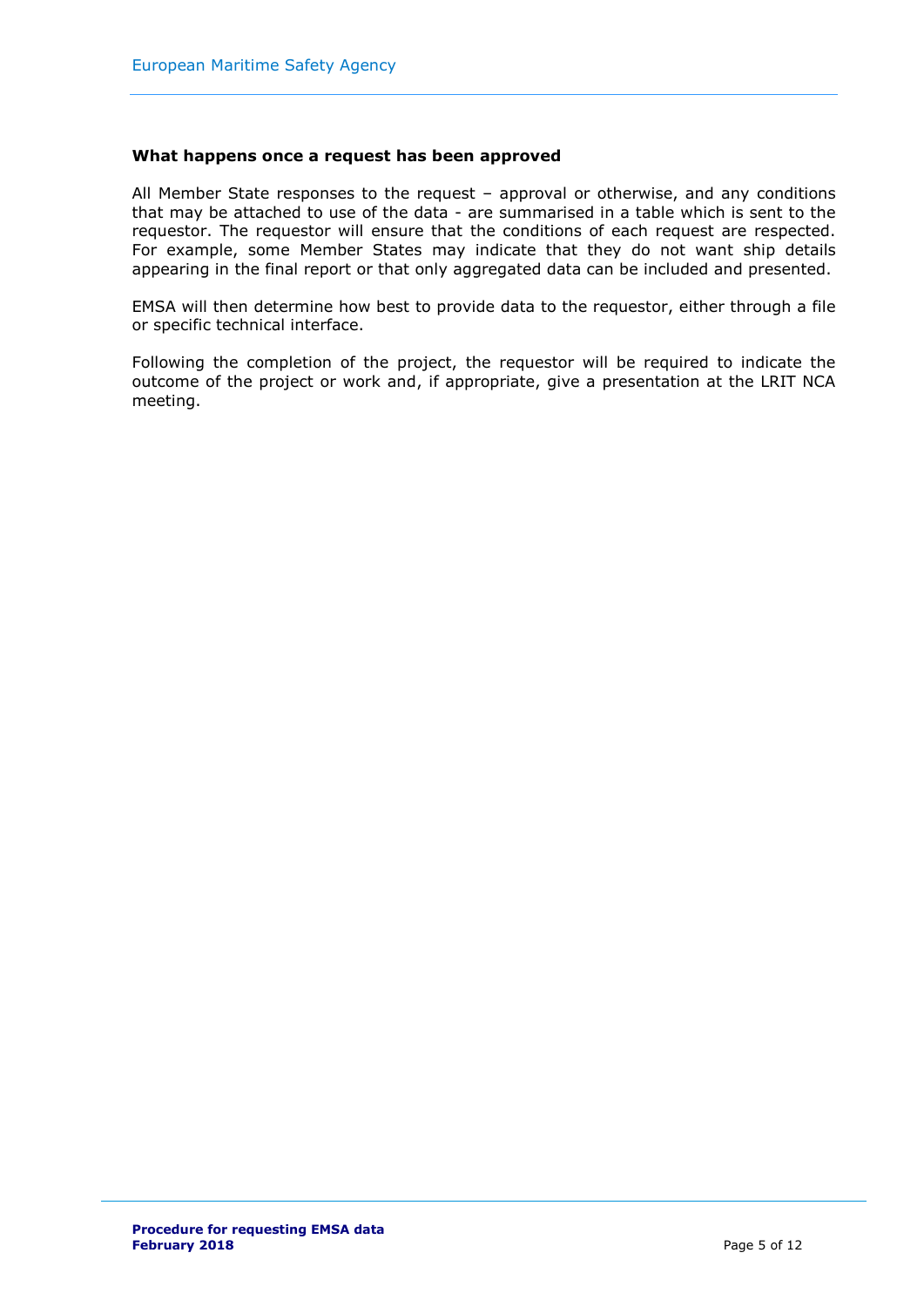**What happens once a request has been approved**

All Member State responses to the request – approval or otherwise, and any conditions that may be attached to use of the data - are summarised in a table which is sent to the requestor. The requestor will ensure that the conditions of each request are respected. For example, some Member States may indicate that they do not want ship details appearing in the final report or that only aggregated data can be included and presented.

EMSA will then determine how best to provide data to the requestor, either through a file or specific technical interface.

Following the completion of the project, the requestor will be required to indicate the outcome of the project or work and, if appropriate, give a presentation at the LRIT NCA meeting.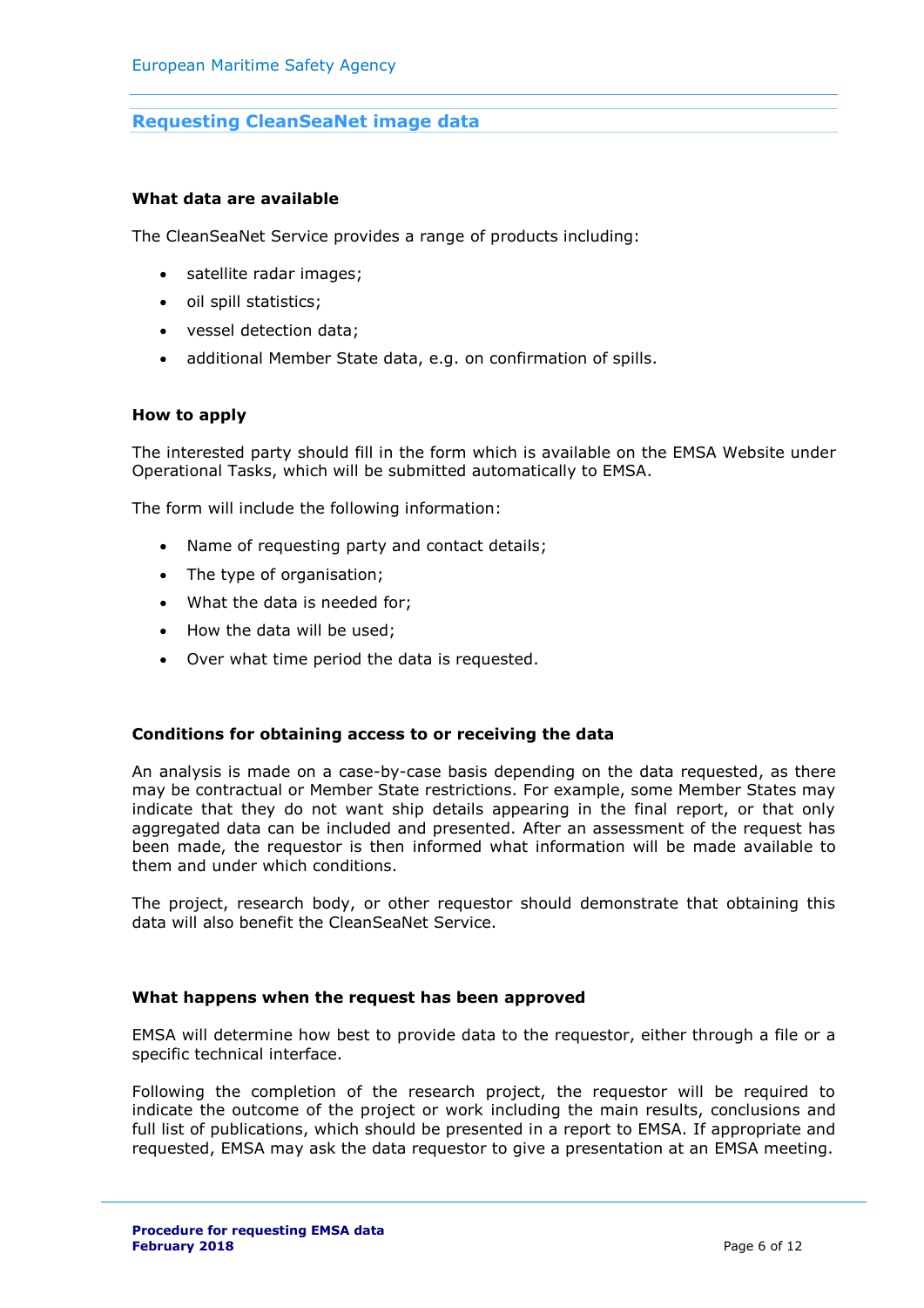## Requesting CleanSeaNet image data

### What data are available

The CleanSeaNet Service provides a range of products including:

- satellite radar images;
- oil spill statistics;
- vessel detection data;
- additional Member State data, e.g. on confirmation of spills.

### How to apply

The interested party should fill in the form which is available on the EMSA Website under Operational Tasks, which will be submitted automatically to EMSA.

The form will include the following information:

- Name of requesting party and contact details;
- The type of organisation;
- What the data is needed for;
- How the data will be used;
- Over what time period the data is requested.

### Conditions for obtaining access to or receiving the data

An analysis is made on a case-by-case basis depending on the data requested, as there may be contractual or Member State restrictions. For example, some Member States may indicate that they do not want ship details appearing in the final report, or that only aggregated data can be included and presented. After an assessment of the request has been made, the requestor is then informed what information will be made available to them and under which conditions.

The project, research body, or other requestor should demonstrate that obtaining this data will also benefit the CleanSeaNet Service.

### What happens when the request has been approved

EMSA will determine how best to provide data to the requestor, either through a file or a specific technical interface.

Following the completion of the research project, the requestor will be required to indicate the outcome of the project or work including the main results, conclusions and full list of publications, which should be presented in a report to EMSA. If appropriate and requested, EMSA may ask the data requestor to give a presentation at an EMSA meeting.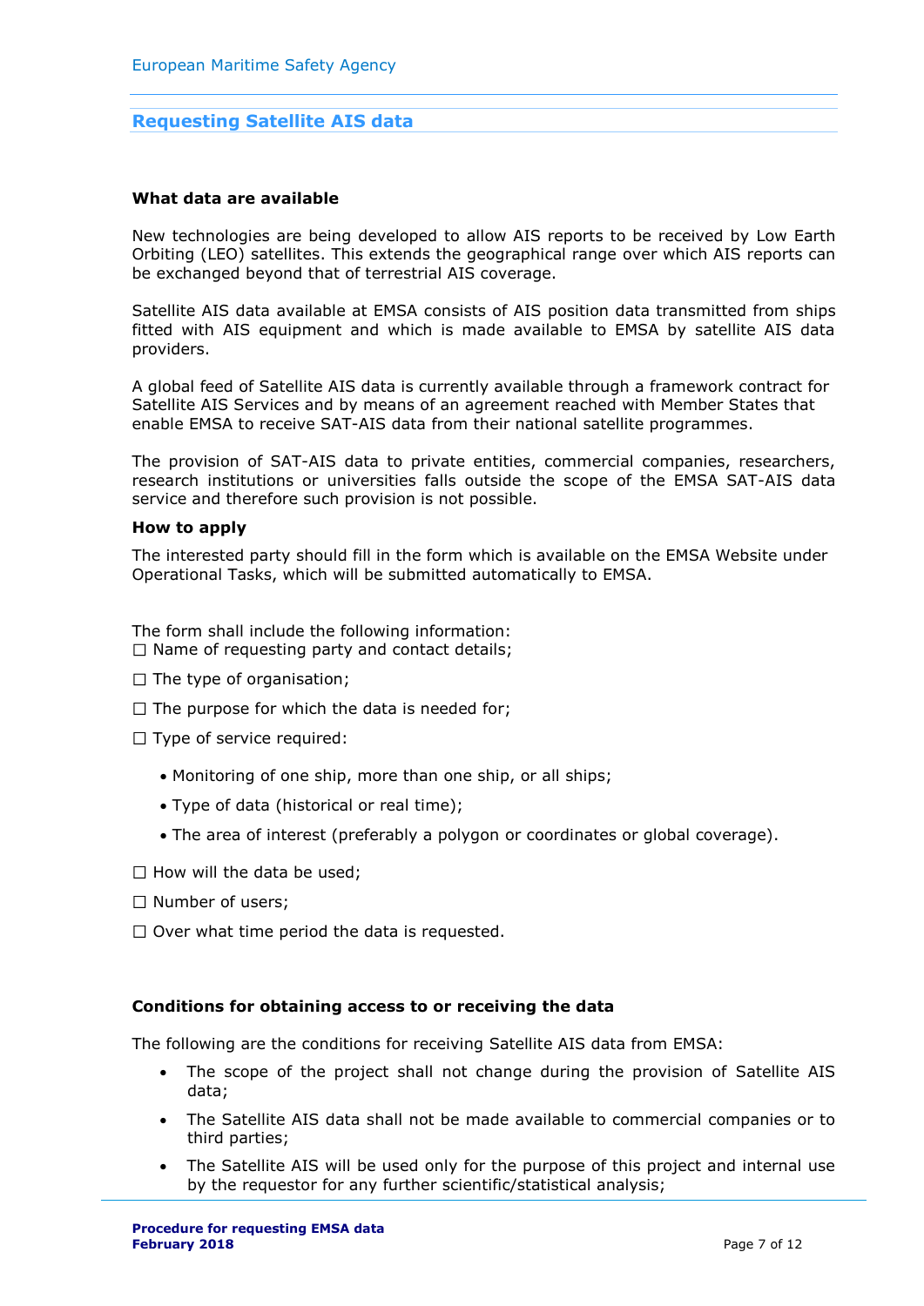## Requesting Satellite AIS data

**What data are available**

New technologies are being developed to allow AIS reports to be received by Low Earth Orbiting (LEO) satellites. This extends the geographical range over which AIS reports can be exchanged beyond that of terrestrial AIS coverage.

Satellite AIS data available at EMSA consists of AIS position data transmitted from ships fitted with AIS equipment and which is made available to EMSA by satellite AIS data providers.

A global feed of Satellite AIS data is currently available through a framework contract for Satellite AIS Services and by means of an agreement reached with Member States that enable EMSA to receive SAT-AIS data from their national satellite programmes.

The provision of SAT-AIS data to private entities, commercial companies, researchers, research institutions or universities falls outside the scope of the EMSA SAT-AIS data service and therefore such provision is not possible.

**How to apply**

The interested party should fill in the form which is available on the EMSA Website under Operational Tasks, which will be submitted automatically to EMSA.

The form shall include the following information:

- ☐ Name of requesting party and contact details;
- ☐ The type of organisation;
- ☐ The purpose for which the data is needed for;
- ☐ Type of service required:
  - Monitoring of one ship, more than one ship, or all ships;
  - Type of data (historical or real time);
  - The area of interest (preferably a polygon or coordinates or global coverage).
- ☐ How will the data be used;
- ☐ Number of users;
- ☐ Over what time period the data is requested.

**Conditions for obtaining access to or receiving the data**

The following are the conditions for receiving Satellite AIS data from EMSA:

- The scope of the project shall not change during the provision of Satellite AIS data;
- The Satellite AIS data shall not be made available to commercial companies or to third parties;
- The Satellite AIS will be used only for the purpose of this project and internal use by the requestor for any further scientific/statistical analysis;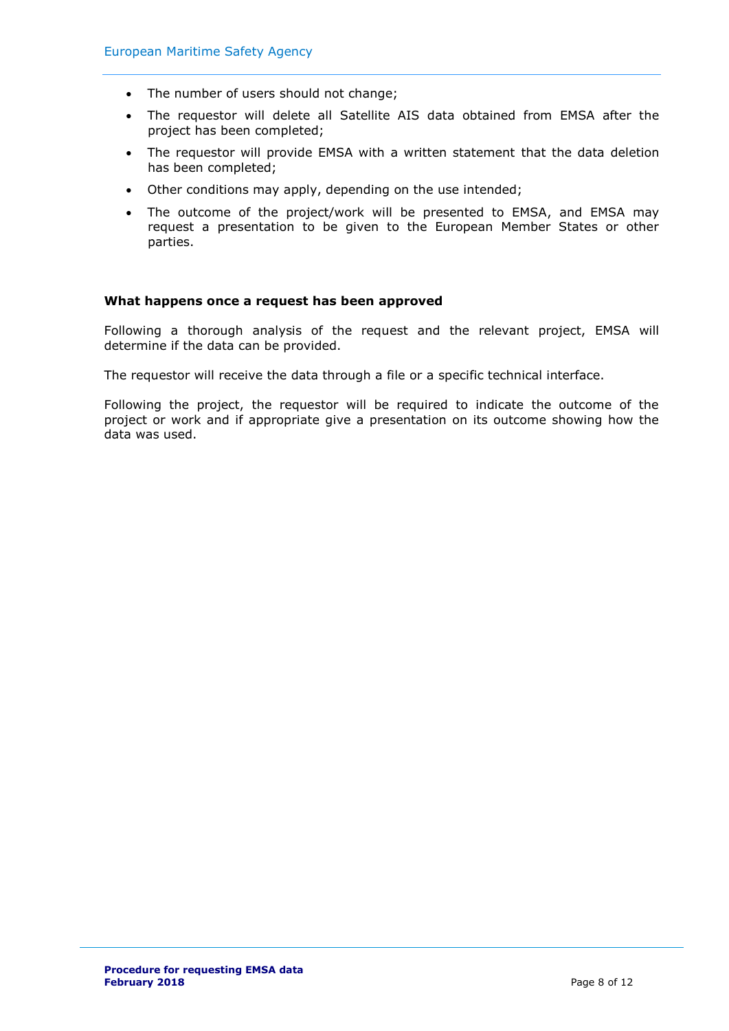- The number of users should not change;
- The requestor will delete all Satellite AIS data obtained from EMSA after the project has been completed;
- The requestor will provide EMSA with a written statement that the data deletion has been completed;
- Other conditions may apply, depending on the use intended;
- The outcome of the project/work will be presented to EMSA, and EMSA may request a presentation to be given to the European Member States or other parties.

**What happens once a request has been approved**

Following a thorough analysis of the request and the relevant project, EMSA will determine if the data can be provided.

The requestor will receive the data through a file or a specific technical interface.

Following the project, the requestor will be required to indicate the outcome of the project or work and if appropriate give a presentation on its outcome showing how the data was used.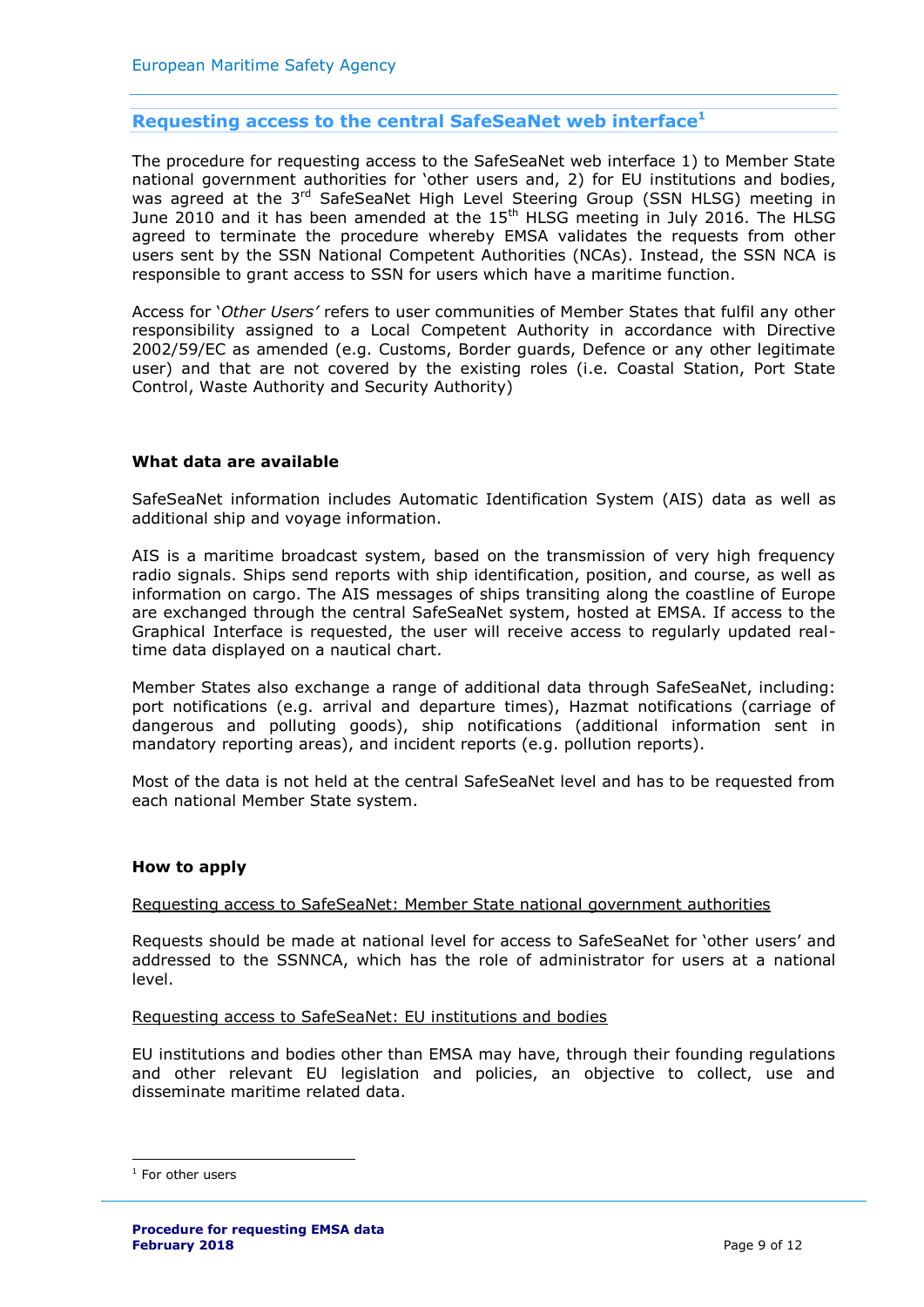## Requesting access to the central SafeSeaNet web interface[1]

The procedure for requesting access to the SafeSeaNet web interface 1) to Member State national government authorities for 'other users and, 2) for EU institutions and bodies, was agreed at the 3rd SafeSeaNet High Level Steering Group (SSN HLSG) meeting in June 2010 and it has been amended at the 15th HLSG meeting in July 2016. The HLSG agreed to terminate the procedure whereby EMSA validates the requests from other users sent by the SSN National Competent Authorities (NCAs). Instead, the SSN NCA is responsible to grant access to SSN for users which have a maritime function.

Access for '*Other Users'* refers to user communities of Member States that fulfil any other responsibility assigned to a Local Competent Authority in accordance with Directive 2002/59/EC as amended (e.g. Customs, Border guards, Defence or any other legitimate user) and that are not covered by the existing roles (i.e. Coastal Station, Port State Control, Waste Authority and Security Authority)

### What data are available

SafeSeaNet information includes Automatic Identification System (AIS) data as well as additional ship and voyage information.

AIS is a maritime broadcast system, based on the transmission of very high frequency radio signals. Ships send reports with ship identification, position, and course, as well as information on cargo. The AIS messages of ships transiting along the coastline of Europe are exchanged through the central SafeSeaNet system, hosted at EMSA. If access to the Graphical Interface is requested, the user will receive access to regularly updated real-time data displayed on a nautical chart.

Member States also exchange a range of additional data through SafeSeaNet, including: port notifications (e.g. arrival and departure times), Hazmat notifications (carriage of dangerous and polluting goods), ship notifications (additional information sent in mandatory reporting areas), and incident reports (e.g. pollution reports).

Most of the data is not held at the central SafeSeaNet level and has to be requested from each national Member State system.

### How to apply

Requesting access to SafeSeaNet: Member State national government authorities

Requests should be made at national level for access to SafeSeaNet for 'other users' and addressed to the SSNNCA, which has the role of administrator for users at a national level.

Requesting access to SafeSeaNet: EU institutions and bodies

EU institutions and bodies other than EMSA may have, through their founding regulations and other relevant EU legislation and policies, an objective to collect, use and disseminate maritime related data.

[1] For other users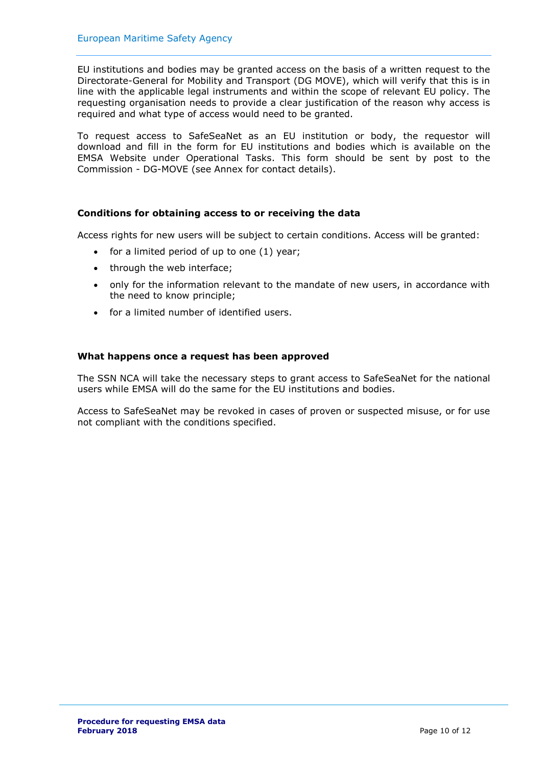EU institutions and bodies may be granted access on the basis of a written request to the Directorate-General for Mobility and Transport (DG MOVE), which will verify that this is in line with the applicable legal instruments and within the scope of relevant EU policy. The requesting organisation needs to provide a clear justification of the reason why access is required and what type of access would need to be granted.

To request access to SafeSeaNet as an EU institution or body, the requestor will download and fill in the form for EU institutions and bodies which is available on the EMSA Website under Operational Tasks. This form should be sent by post to the Commission - DG-MOVE (see Annex for contact details).

### Conditions for obtaining access to or receiving the data

Access rights for new users will be subject to certain conditions. Access will be granted:

- for a limited period of up to one (1) year;
- through the web interface;
- only for the information relevant to the mandate of new users, in accordance with the need to know principle;
- for a limited number of identified users.

### What happens once a request has been approved

The SSN NCA will take the necessary steps to grant access to SafeSeaNet for the national users while EMSA will do the same for the EU institutions and bodies.

Access to SafeSeaNet may be revoked in cases of proven or suspected misuse, or for use not compliant with the conditions specified.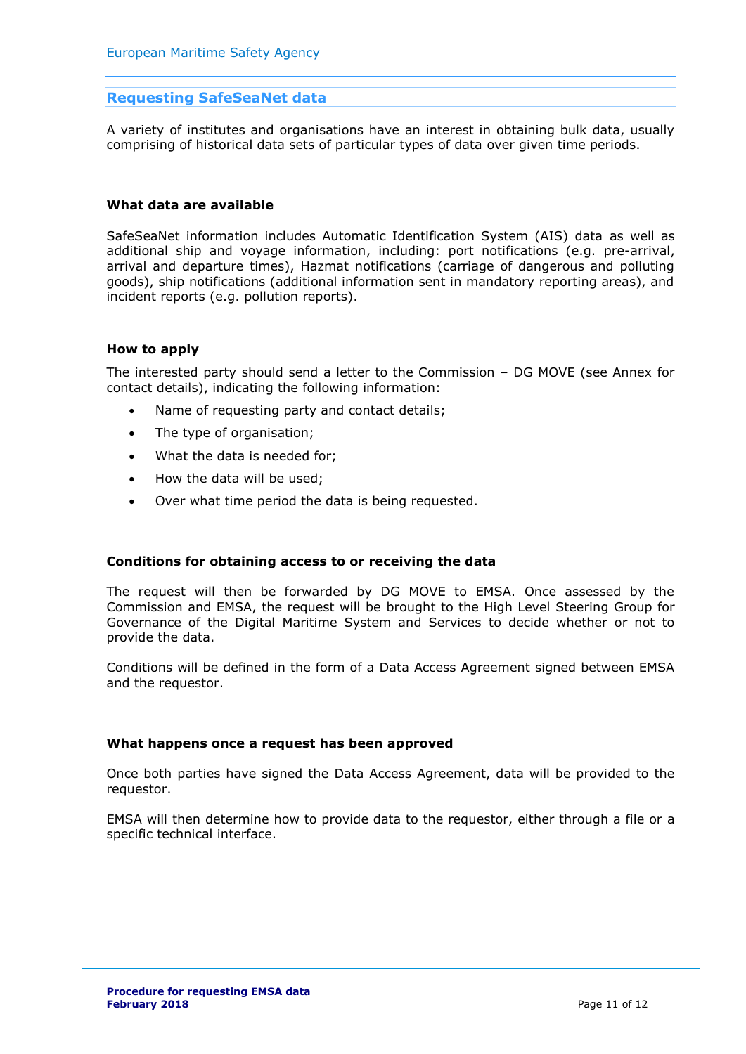## Requesting SafeSeaNet data

A variety of institutes and organisations have an interest in obtaining bulk data, usually comprising of historical data sets of particular types of data over given time periods.

### What data are available

SafeSeaNet information includes Automatic Identification System (AIS) data as well as additional ship and voyage information, including: port notifications (e.g. pre-arrival, arrival and departure times), Hazmat notifications (carriage of dangerous and polluting goods), ship notifications (additional information sent in mandatory reporting areas), and incident reports (e.g. pollution reports).

### How to apply

The interested party should send a letter to the Commission – DG MOVE (see Annex for contact details), indicating the following information:

- Name of requesting party and contact details;
- The type of organisation;
- What the data is needed for;
- How the data will be used;
- Over what time period the data is being requested.

### Conditions for obtaining access to or receiving the data

The request will then be forwarded by DG MOVE to EMSA. Once assessed by the Commission and EMSA, the request will be brought to the High Level Steering Group for Governance of the Digital Maritime System and Services to decide whether or not to provide the data.

Conditions will be defined in the form of a Data Access Agreement signed between EMSA and the requestor.

### What happens once a request has been approved

Once both parties have signed the Data Access Agreement, data will be provided to the requestor.

EMSA will then determine how to provide data to the requestor, either through a file or a specific technical interface.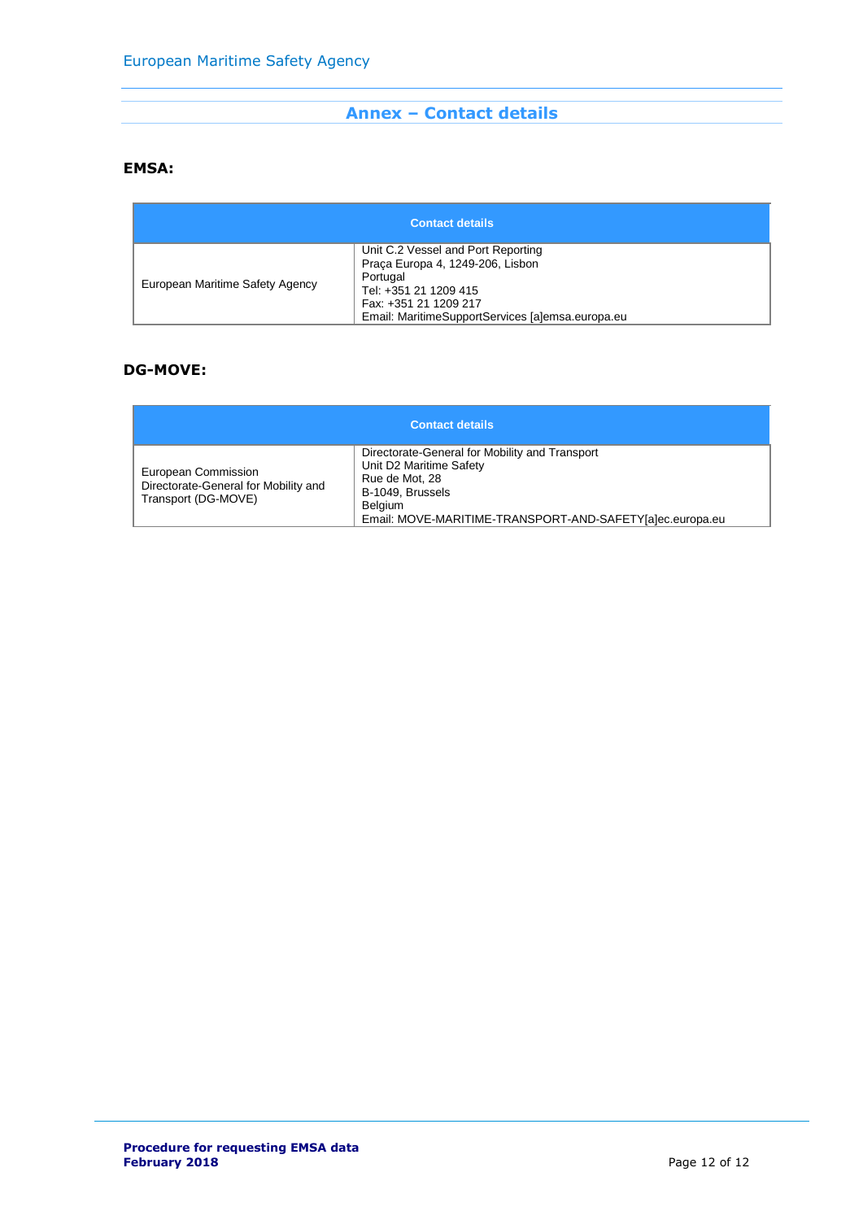# Annex – Contact details

**EMSA:**

| Contact details | |
|---|---|
| European Maritime Safety Agency | Unit C.2 Vessel and Port Reporting<br>Praça Europa 4, 1249-206, Lisbon<br>Portugal<br>Tel: +351 21 1209 415<br>Fax: +351 21 1209 217<br>Email: MaritimeSupportServices [a]emsa.europa.eu |

**DG-MOVE:**

| Contact details | |
|---|---|
| European Commission<br>Directorate-General for Mobility and Transport (DG-MOVE) | Directorate-General for Mobility and Transport<br>Unit D2 Maritime Safety<br>Rue de Mot, 28<br>B-1049, Brussels<br>Belgium<br>Email: MOVE-MARITIME-TRANSPORT-AND-SAFETY[a]ec.europa.eu |